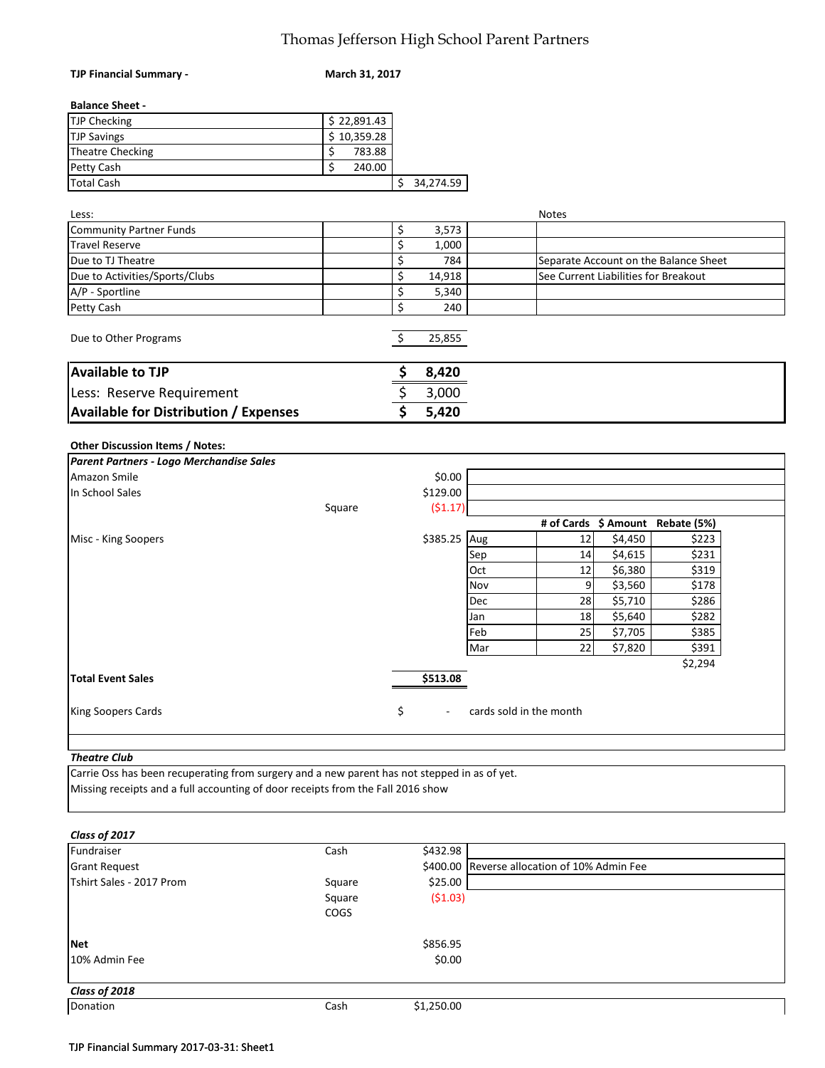# Thomas Jefferson High School Parent Partners

**TJP Financial Summary -** **March 31, 2017**

**Balance Sheet -**

| | | |
|---|---|---|
| TJP Checking | $ 22,891.43 | |
| TJP Savings | $ 10,359.28 | |
| Theatre Checking | $ 783.88 | |
| Petty Cash | $ 240.00 | |
| Total Cash | | $ 34,274.59 |

| Less: | | | Notes |
|---|---|---|---|
| Community Partner Funds | | $ 3,573 | |
| Travel Reserve | | $ 1,000 | |
| Due to TJ Theatre | | $ 784 | Separate Account on the Balance Sheet |
| Due to Activities/Sports/Clubs | | $ 14,918 | See Current Liabilities for Breakout |
| A/P - Sportline | | $ 5,340 | |
| Petty Cash | | $ 240 | |

Due to Other Programs $ 25,855

| | |
|---|---|
| **Available to TJP** | **$ 8,420** |
| Less: Reserve Requirement | $ 3,000 |
| **Available for Distribution / Expenses** | **$ 5,420** |

**Other Discussion Items / Notes:**

***Parent Partners - Logo Merchandise Sales***

| | | | | | | |
|---|---|---|---|---|---|---|
| Amazon Smile | | $0.00 | | | | |
| In School Sales | | $129.00 | | | | |
| | Square | ($1.17) | | | | |
| | | | | **# of Cards** | **$ Amount** | **Rebate (5%)** |
| Misc - King Soopers | | $385.25 | Aug | 12 | $4,450 | $223 |
| | | | Sep | 14 | $4,615 | $231 |
| | | | Oct | 12 | $6,380 | $319 |
| | | | Nov | 9 | $3,560 | $178 |
| | | | Dec | 28 | $5,710 | $286 |
| | | | Jan | 18 | $5,640 | $282 |
| | | | Feb | 25 | $7,705 | $385 |
| | | | Mar | 22 | $7,820 | $391 |
| | | | | | | $2,294 |
| **Total Event Sales** | | **$513.08** | | | | |
| King Soopers Cards | | $ - | cards sold in the month | | | |

***Theatre Club***

Carrie Oss has been recuperating from surgery and a new parent has not stepped in as of yet.
Missing receipts and a full accounting of door receipts from the Fall 2016 show

***Class of 2017***

| | | | |
|---|---|---|---|
| Fundraiser | Cash | $432.98 | |
| Grant Request | | $400.00 | Reverse allocation of 10% Admin Fee |
| Tshirt Sales - 2017 Prom | Square | $25.00 | |
| | Square | ($1.03) | |
| | COGS | | |
| **Net** | | $856.95 | |
| 10% Admin Fee | | $0.00 | |

***Class of 2018***

| | | |
|---|---|---|
| Donation | Cash | $1,250.00 |

TJP Financial Summary 2017-03-31: Sheet1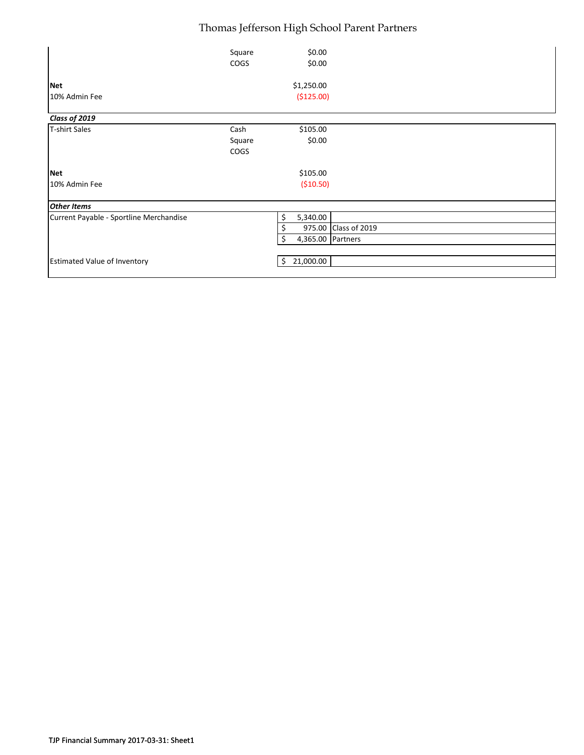| | | | |
|---|---|---|---|
| | Square | $0.00 | |
| | COGS | $0.00 | |
| | | | |
| **Net** | | $1,250.00 | |
| 10% Admin Fee | | ($125.00) | |

***Class of 2019***

| | | | |
|---|---|---|---|
| T-shirt Sales | Cash | $105.00 | |
| | Square | $0.00 | |
| | COGS | | |
| | | | |
| **Net** | | $105.00 | |
| 10% Admin Fee | | ($10.50) | |

***Other Items***

| | | |
|---|---|---|
| Current Payable - Sportline Merchandise | $ 5,340.00 | |
| | $ 975.00 | Class of 2019 |
| | $ 4,365.00 | Partners |
| | | |
| Estimated Value of Inventory | $ 21,000.00 | |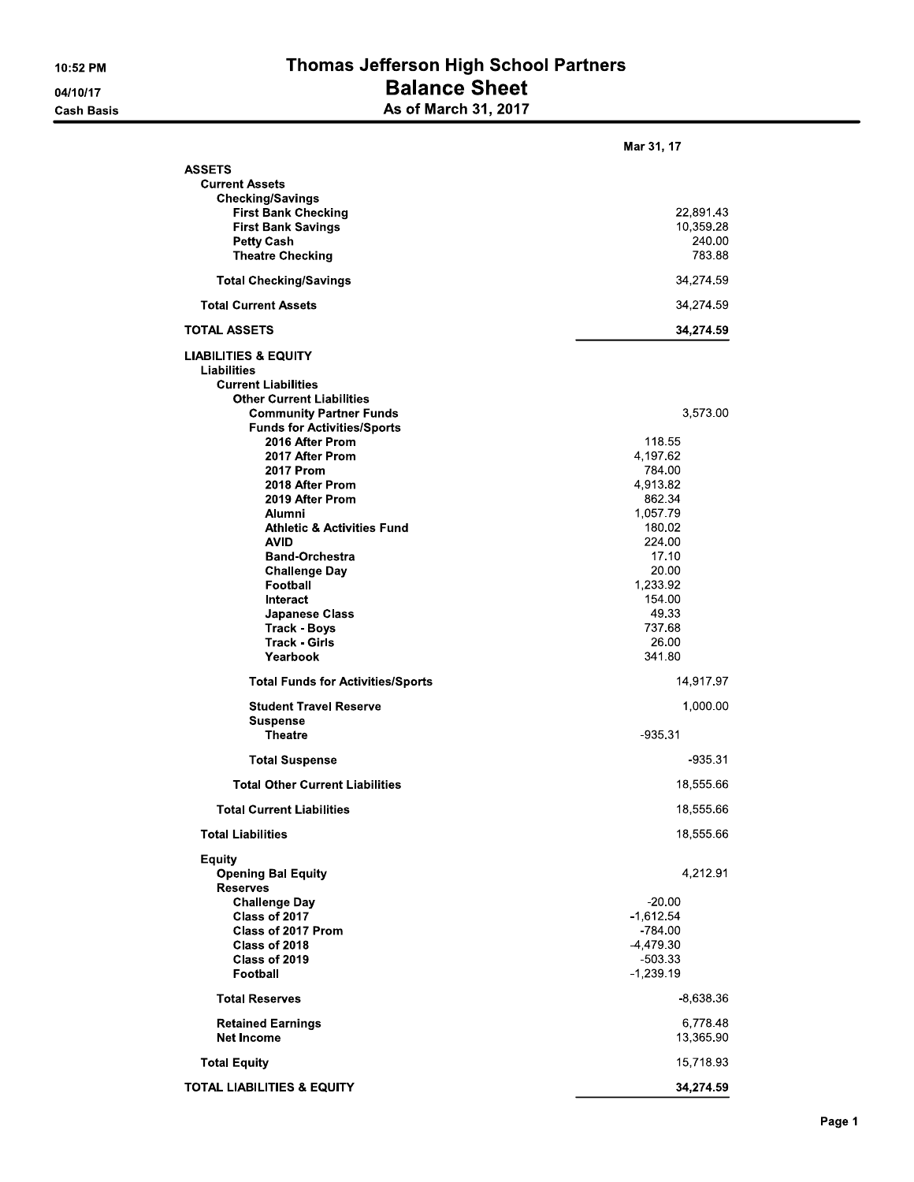# Thomas Jefferson High School Partners

## Balance Sheet

### As of March 31, 2017

10:52 PM

04/10/17

Cash Basis

| | | Mar 31, 17 |
|---|---|---|
| **ASSETS** | | |
| **Current Assets** | | |
| **Checking/Savings** | | |
| **First Bank Checking** | | 22,891.43 |
| **First Bank Savings** | | 10,359.28 |
| **Petty Cash** | | 240.00 |
| **Theatre Checking** | | 783.88 |
| **Total Checking/Savings** | | 34,274.59 |
| **Total Current Assets** | | 34,274.59 |
| **TOTAL ASSETS** | | **34,274.59** |
| **LIABILITIES & EQUITY** | | |
| **Liabilities** | | |
| **Current Liabilities** | | |
| **Other Current Liabilities** | | |
| **Community Partner Funds** | | 3,573.00 |
| **Funds for Activities/Sports** | | |
| **2016 After Prom** | 118.55 | |
| **2017 After Prom** | 4,197.62 | |
| **2017 Prom** | 784.00 | |
| **2018 After Prom** | 4,913.82 | |
| **2019 After Prom** | 862.34 | |
| **Alumni** | 1,057.79 | |
| **Athletic & Activities Fund** | 180.02 | |
| **AVID** | 224.00 | |
| **Band-Orchestra** | 17.10 | |
| **Challenge Day** | 20.00 | |
| **Football** | 1,233.92 | |
| **Interact** | 154.00 | |
| **Japanese Class** | 49.33 | |
| **Track - Boys** | 737.68 | |
| **Track - Girls** | 26.00 | |
| **Yearbook** | 341.80 | |
| **Total Funds for Activities/Sports** | | 14,917.97 |
| **Student Travel Reserve** | | 1,000.00 |
| **Suspense** | | |
| **Theatre** | -935.31 | |
| **Total Suspense** | | -935.31 |
| **Total Other Current Liabilities** | | 18,555.66 |
| **Total Current Liabilities** | | 18,555.66 |
| **Total Liabilities** | | 18,555.66 |
| **Equity** | | |
| **Opening Bal Equity** | | 4,212.91 |
| **Reserves** | | |
| **Challenge Day** | -20.00 | |
| **Class of 2017** | -1,612.54 | |
| **Class of 2017 Prom** | -784.00 | |
| **Class of 2018** | -4,479.30 | |
| **Class of 2019** | -503.33 | |
| **Football** | -1,239.19 | |
| **Total Reserves** | | -8,638.36 |
| **Retained Earnings** | | 6,778.48 |
| **Net Income** | | 13,365.90 |
| **Total Equity** | | 15,718.93 |
| **TOTAL LIABILITIES & EQUITY** | | **34,274.59** |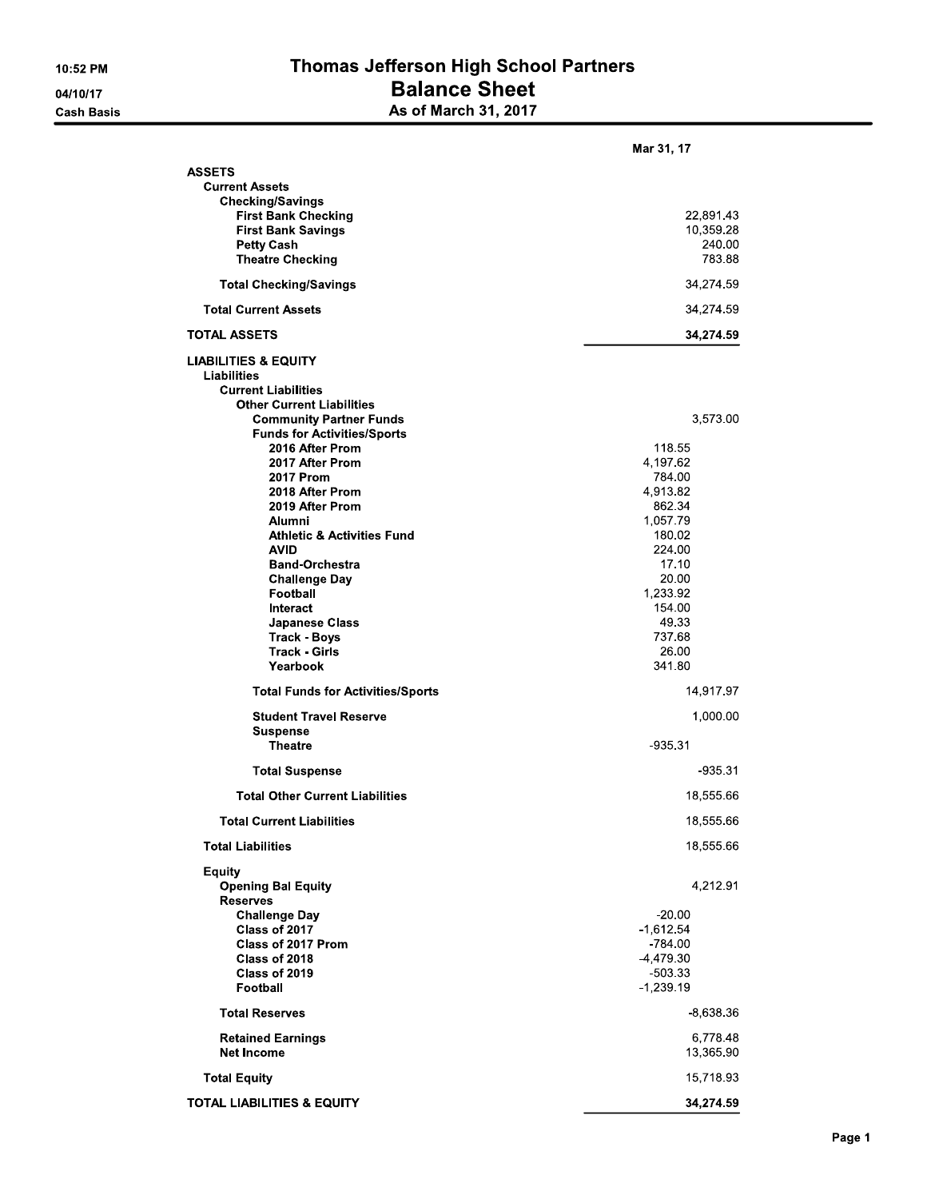# Thomas Jefferson High School Partners

## Balance Sheet

### As of March 31, 2017

10:52 PM
04/10/17
Cash Basis

| | | Mar 31, 17 |
|---|---|---|
| **ASSETS** | | |
| **Current Assets** | | |
| **Checking/Savings** | | |
| **First Bank Checking** | | 22,891.43 |
| **First Bank Savings** | | 10,359.28 |
| **Petty Cash** | | 240.00 |
| **Theatre Checking** | | 783.88 |
| **Total Checking/Savings** | | 34,274.59 |
| **Total Current Assets** | | 34,274.59 |
| **TOTAL ASSETS** | | **34,274.59** |
| **LIABILITIES & EQUITY** | | |
| **Liabilities** | | |
| **Current Liabilities** | | |
| **Other Current Liabilities** | | |
| **Community Partner Funds** | | 3,573.00 |
| **Funds for Activities/Sports** | | |
| **2016 After Prom** | 118.55 | |
| **2017 After Prom** | 4,197.62 | |
| **2017 Prom** | 784.00 | |
| **2018 After Prom** | 4,913.82 | |
| **2019 After Prom** | 862.34 | |
| **Alumni** | 1,057.79 | |
| **Athletic & Activities Fund** | 180.02 | |
| **AVID** | 224.00 | |
| **Band-Orchestra** | 17.10 | |
| **Challenge Day** | 20.00 | |
| **Football** | 1,233.92 | |
| **Interact** | 154.00 | |
| **Japanese Class** | 49.33 | |
| **Track - Boys** | 737.68 | |
| **Track - Girls** | 26.00 | |
| **Yearbook** | 341.80 | |
| **Total Funds for Activities/Sports** | | 14,917.97 |
| **Student Travel Reserve** | | 1,000.00 |
| **Suspense** | | |
| **Theatre** | -935.31 | |
| **Total Suspense** | | -935.31 |
| **Total Other Current Liabilities** | | 18,555.66 |
| **Total Current Liabilities** | | 18,555.66 |
| **Total Liabilities** | | 18,555.66 |
| **Equity** | | |
| **Opening Bal Equity** | | 4,212.91 |
| **Reserves** | | |
| **Challenge Day** | -20.00 | |
| **Class of 2017** | -1,612.54 | |
| **Class of 2017 Prom** | -784.00 | |
| **Class of 2018** | -4,479.30 | |
| **Class of 2019** | -503.33 | |
| **Football** | -1,239.19 | |
| **Total Reserves** | | -8,638.36 |
| **Retained Earnings** | | 6,778.48 |
| **Net Income** | | 13,365.90 |
| **Total Equity** | | 15,718.93 |
| **TOTAL LIABILITIES & EQUITY** | | **34,274.59** |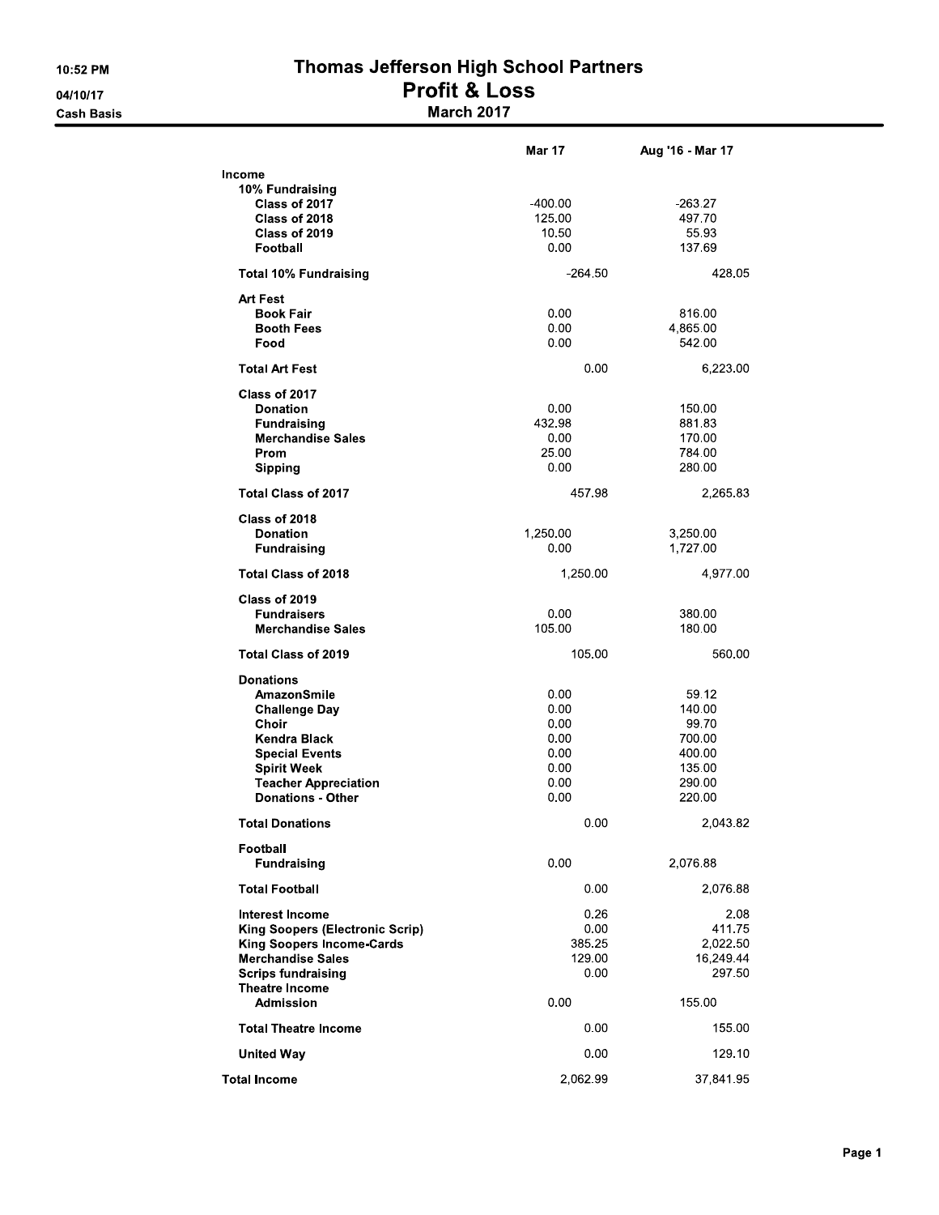# Thomas Jefferson High School Partners
## Profit & Loss
### March 2017

10:52 PM
04/10/17
Cash Basis

| | Mar 17 | Aug '16 - Mar 17 |
|---|---|---|
| **Income** | | |
| **10% Fundraising** | | |
| Class of 2017 | -400.00 | -263.27 |
| Class of 2018 | 125.00 | 497.70 |
| Class of 2019 | 10.50 | 55.93 |
| Football | 0.00 | 137.69 |
| **Total 10% Fundraising** | -264.50 | 428.05 |
| **Art Fest** | | |
| Book Fair | 0.00 | 816.00 |
| Booth Fees | 0.00 | 4,865.00 |
| Food | 0.00 | 542.00 |
| **Total Art Fest** | 0.00 | 6,223.00 |
| **Class of 2017** | | |
| Donation | 0.00 | 150.00 |
| Fundraising | 432.98 | 881.83 |
| Merchandise Sales | 0.00 | 170.00 |
| Prom | 25.00 | 784.00 |
| Sipping | 0.00 | 280.00 |
| **Total Class of 2017** | 457.98 | 2,265.83 |
| **Class of 2018** | | |
| Donation | 1,250.00 | 3,250.00 |
| Fundraising | 0.00 | 1,727.00 |
| **Total Class of 2018** | 1,250.00 | 4,977.00 |
| **Class of 2019** | | |
| Fundraisers | 0.00 | 380.00 |
| Merchandise Sales | 105.00 | 180.00 |
| **Total Class of 2019** | 105.00 | 560.00 |
| **Donations** | | |
| AmazonSmile | 0.00 | 59.12 |
| Challenge Day | 0.00 | 140.00 |
| Choir | 0.00 | 99.70 |
| Kendra Black | 0.00 | 700.00 |
| Special Events | 0.00 | 400.00 |
| Spirit Week | 0.00 | 135.00 |
| Teacher Appreciation | 0.00 | 290.00 |
| Donations - Other | 0.00 | 220.00 |
| **Total Donations** | 0.00 | 2,043.82 |
| **Football** | | |
| Fundraising | 0.00 | 2,076.88 |
| **Total Football** | 0.00 | 2,076.88 |
| **Interest Income** | 0.26 | 2.08 |
| **King Soopers (Electronic Scrip)** | 0.00 | 411.75 |
| **King Soopers Income-Cards** | 385.25 | 2,022.50 |
| **Merchandise Sales** | 129.00 | 16,249.44 |
| **Scrips fundraising** | 0.00 | 297.50 |
| **Theatre Income** | | |
| Admission | 0.00 | 155.00 |
| **Total Theatre Income** | 0.00 | 155.00 |
| **United Way** | 0.00 | 129.10 |
| **Total Income** | 2,062.99 | 37,841.95 |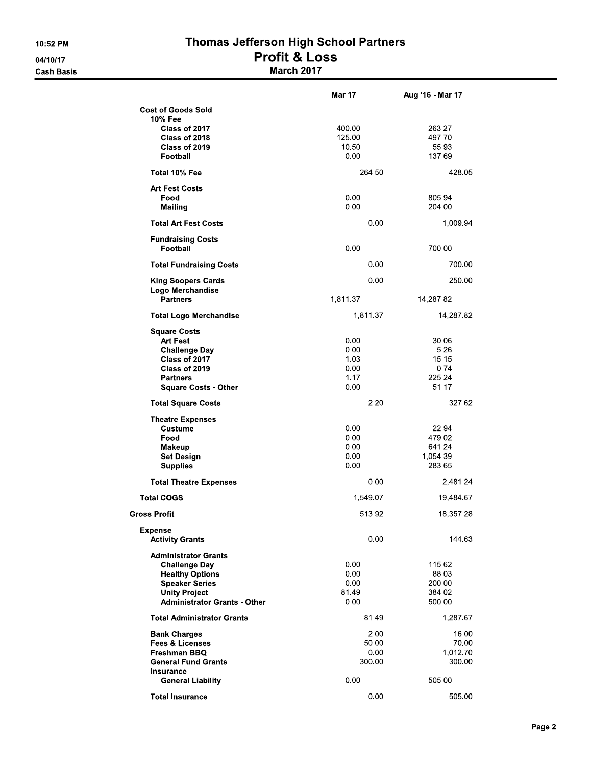# Thomas Jefferson High School Partners

## Profit & Loss

### March 2017

10:52 PM

04/10/17

Cash Basis

| | Mar 17 | Aug '16 - Mar 17 |
|---|---|---|
| **Cost of Goods Sold** | | |
| **10% Fee** | | |
| **Class of 2017** | -400.00 | -263.27 |
| **Class of 2018** | 125.00 | 497.70 |
| **Class of 2019** | 10.50 | 55.93 |
| **Football** | 0.00 | 137.69 |
| **Total 10% Fee** | -264.50 | 428.05 |
| **Art Fest Costs** | | |
| **Food** | 0.00 | 805.94 |
| **Mailing** | 0.00 | 204.00 |
| **Total Art Fest Costs** | 0.00 | 1,009.94 |
| **Fundraising Costs** | | |
| **Football** | 0.00 | 700.00 |
| **Total Fundraising Costs** | 0.00 | 700.00 |
| **King Soopers Cards** | 0.00 | 250.00 |
| **Logo Merchandise** | | |
| **Partners** | 1,811.37 | 14,287.82 |
| **Total Logo Merchandise** | 1,811.37 | 14,287.82 |
| **Square Costs** | | |
| **Art Fest** | 0.00 | 30.06 |
| **Challenge Day** | 0.00 | 5.26 |
| **Class of 2017** | 1.03 | 15.15 |
| **Class of 2019** | 0.00 | 0.74 |
| **Partners** | 1.17 | 225.24 |
| **Square Costs - Other** | 0.00 | 51.17 |
| **Total Square Costs** | 2.20 | 327.62 |
| **Theatre Expenses** | | |
| **Custume** | 0.00 | 22.94 |
| **Food** | 0.00 | 479.02 |
| **Makeup** | 0.00 | 641.24 |
| **Set Design** | 0.00 | 1,054.39 |
| **Supplies** | 0.00 | 283.65 |
| **Total Theatre Expenses** | 0.00 | 2,481.24 |
| **Total COGS** | 1,549.07 | 19,484.67 |
| **Gross Profit** | 513.92 | 18,357.28 |
| **Expense** | | |
| **Activity Grants** | 0.00 | 144.63 |
| **Administrator Grants** | | |
| **Challenge Day** | 0.00 | 115.62 |
| **Healthy Options** | 0.00 | 88.03 |
| **Speaker Series** | 0.00 | 200.00 |
| **Unity Project** | 81.49 | 384.02 |
| **Administrator Grants - Other** | 0.00 | 500.00 |
| **Total Administrator Grants** | 81.49 | 1,287.67 |
| **Bank Charges** | 2.00 | 16.00 |
| **Fees & Licenses** | 50.00 | 70.00 |
| **Freshman BBQ** | 0.00 | 1,012.70 |
| **General Fund Grants** | 300.00 | 300.00 |
| **Insurance** | | |
| **General Liability** | 0.00 | 505.00 |
| **Total Insurance** | 0.00 | 505.00 |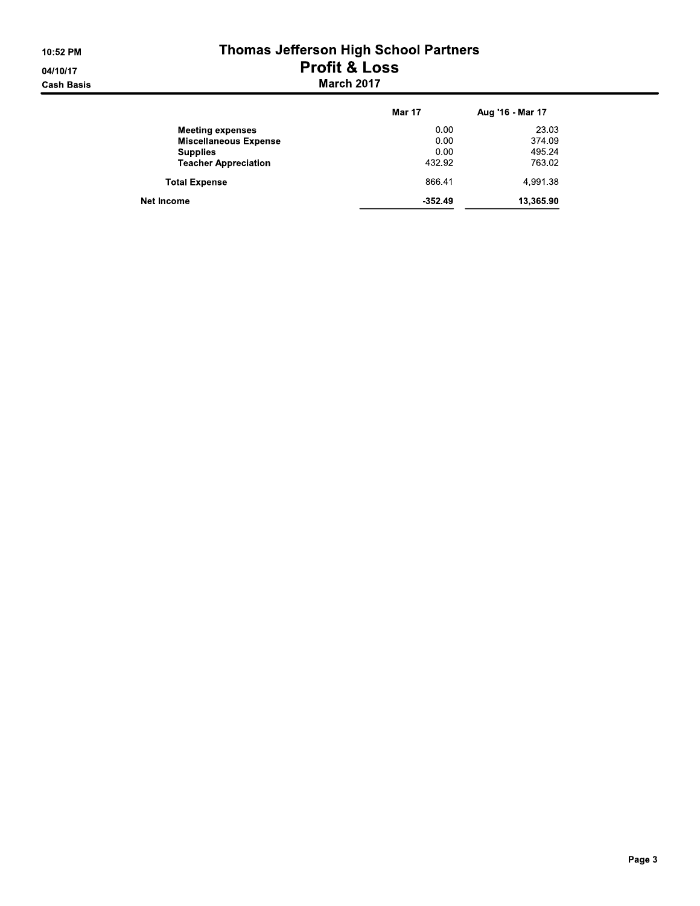# Thomas Jefferson High School Partners
## Profit & Loss
### March 2017

10:52 PM
04/10/17
Cash Basis

| | Mar 17 | Aug '16 - Mar 17 |
|---|---|---|
| **Meeting expenses** | 0.00 | 23.03 |
| **Miscellaneous Expense** | 0.00 | 374.09 |
| **Supplies** | 0.00 | 495.24 |
| **Teacher Appreciation** | 432.92 | 763.02 |
| **Total Expense** | 866.41 | 4,991.38 |
| **Net Income** | **-352.49** | **13,365.90** |